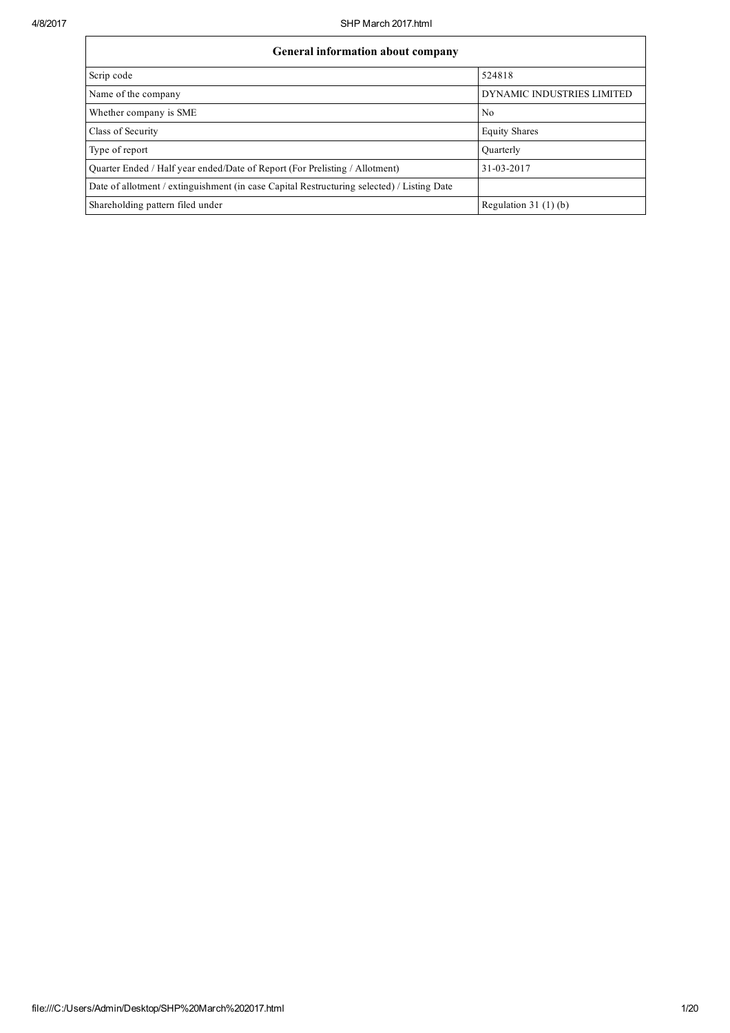| General information about company | |
|---|---|
| Scrip code | 524818 |
| Name of the company | DYNAMIC INDUSTRIES LIMITED |
| Whether company is SME | No |
| Class of Security | Equity Shares |
| Type of report | Quarterly |
| Quarter Ended / Half year ended/Date of Report (For Prelisting / Allotment) | 31-03-2017 |
| Date of allotment / extinguishment (in case Capital Restructuring selected) / Listing Date | |
| Shareholding pattern filed under | Regulation 31 (1) (b) |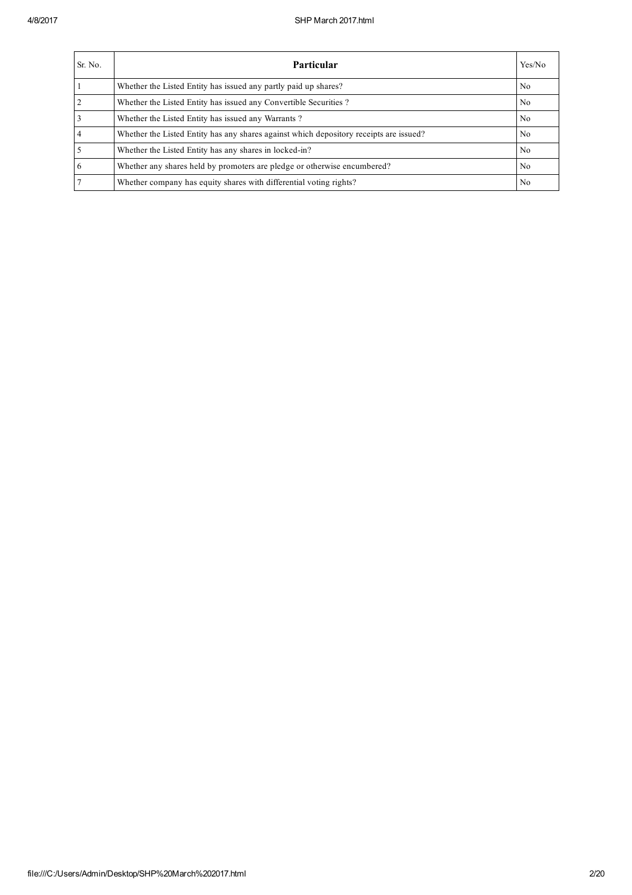| Sr. No. | Particular | Yes/No |
|---|---|---|
| 1 | Whether the Listed Entity has issued any partly paid up shares? | No |
| 2 | Whether the Listed Entity has issued any Convertible Securities ? | No |
| 3 | Whether the Listed Entity has issued any Warrants ? | No |
| 4 | Whether the Listed Entity has any shares against which depository receipts are issued? | No |
| 5 | Whether the Listed Entity has any shares in locked-in? | No |
| 6 | Whether any shares held by promoters are pledge or otherwise encumbered? | No |
| 7 | Whether company has equity shares with differential voting rights? | No |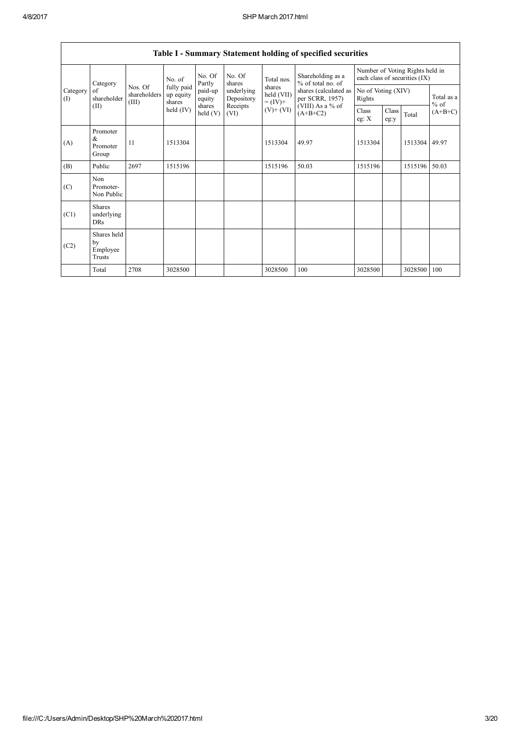| Table I - Summary Statement holding of specified securities | | | | | | | | | | | | |
|---|---|---|---|---|---|---|---|---|---|---|---|---|
| Category (I) | Category of shareholder (II) | Nos. Of shareholders (III) | No. of fully paid up equity shares held (IV) | No. Of Partly paid-up equity shares held (V) | No. Of shares underlying Depository Receipts (VI) | Total nos. shares held (VII) = (IV)+ (V)+ (VI) | Shareholding as a % of total no. of shares (calculated as per SCRR, 1957) (VIII) As a % of (A+B+C2) | Number of Voting Rights held in each class of securities (IX) | | | |
| | | | | | | | | No of Voting (XIV) Rights | | | Total as a % of (A+B+C) |
| | | | | | | | | Class eg: X | Class eg:y | Total | |
| (A) | Promoter & Promoter Group | 11 | 1513304 | | | 1513304 | 49.97 | 1513304 | | 1513304 | 49.97 |
| (B) | Public | 2697 | 1515196 | | | 1515196 | 50.03 | 1515196 | | 1515196 | 50.03 |
| (C) | Non Promoter- Non Public | | | | | | | | | | |
| (C1) | Shares underlying DRs | | | | | | | | | | |
| (C2) | Shares held by Employee Trusts | | | | | | | | | | |
| | Total | 2708 | 3028500 | | | 3028500 | 100 | 3028500 | | 3028500 | 100 |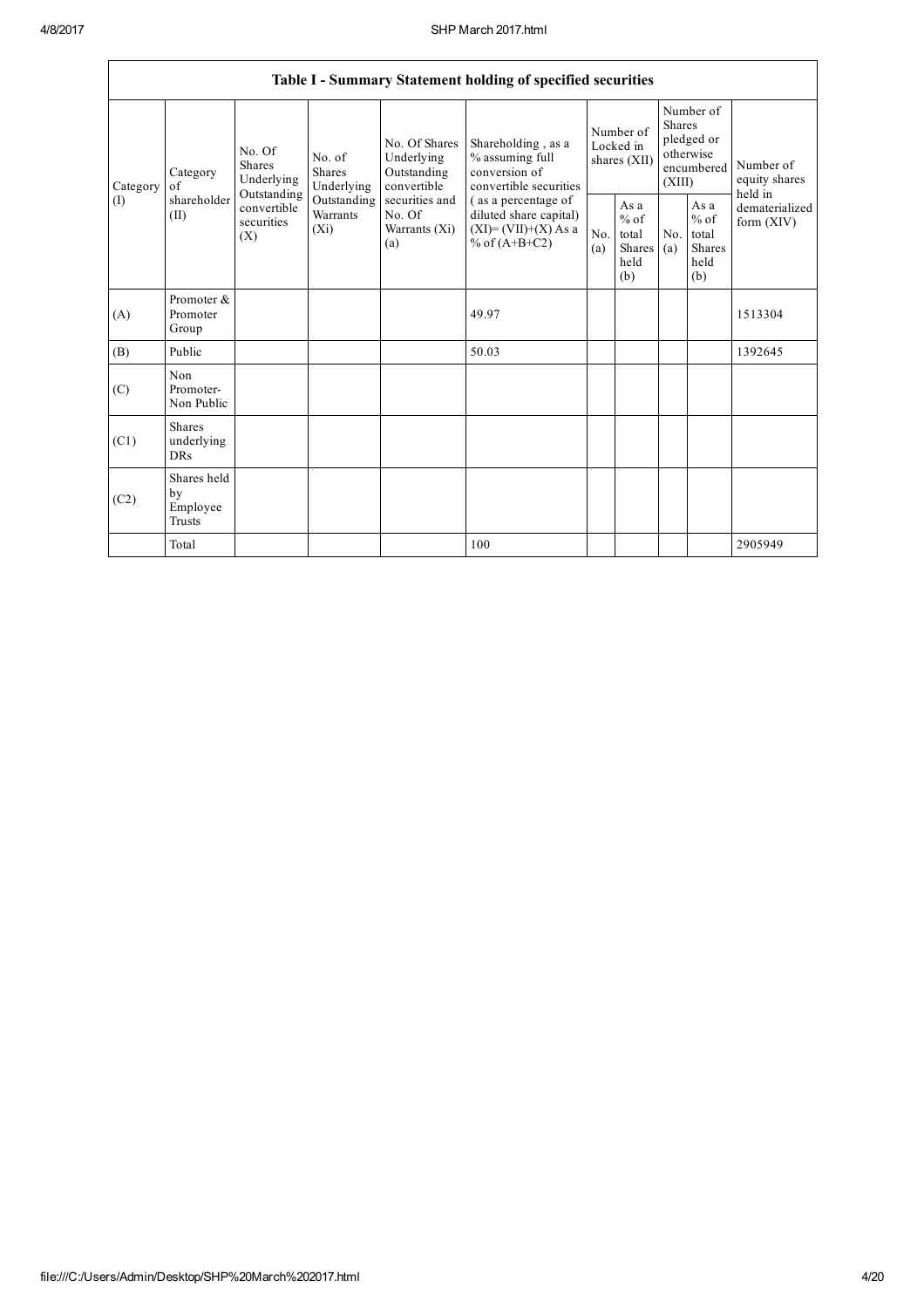# Table I - Summary Statement holding of specified securities

| Category (I) | Category of shareholder (II) | No. Of Shares Underlying Outstanding convertible securities (X) | No. of Shares Underlying Outstanding Warrants (Xi) | No. Of Shares Underlying Outstanding convertible securities and No. Of Warrants (Xi) (a) | Shareholding , as a % assuming full conversion of convertible securities ( as a percentage of diluted share capital) (XI)= (VII)+(X) As a % of (A+B+C2) | Number of Locked in shares (XII) | | Number of Shares pledged or otherwise encumbered (XIII) | | Number of equity shares held in dematerialized form (XIV) |
|---|---|---|---|---|---|---|---|---|---|---|
| | | | | | | No. (a) | As a % of total Shares held (b) | No. (a) | As a % of total Shares held (b) | |
| (A) | Promoter & Promoter Group | | | | 49.97 | | | | | 1513304 |
| (B) | Public | | | | 50.03 | | | | | 1392645 |
| (C) | Non Promoter- Non Public | | | | | | | | | |
| (C1) | Shares underlying DRs | | | | | | | | | |
| (C2) | Shares held by Employee Trusts | | | | | | | | | |
| | Total | | | | 100 | | | | | 2905949 |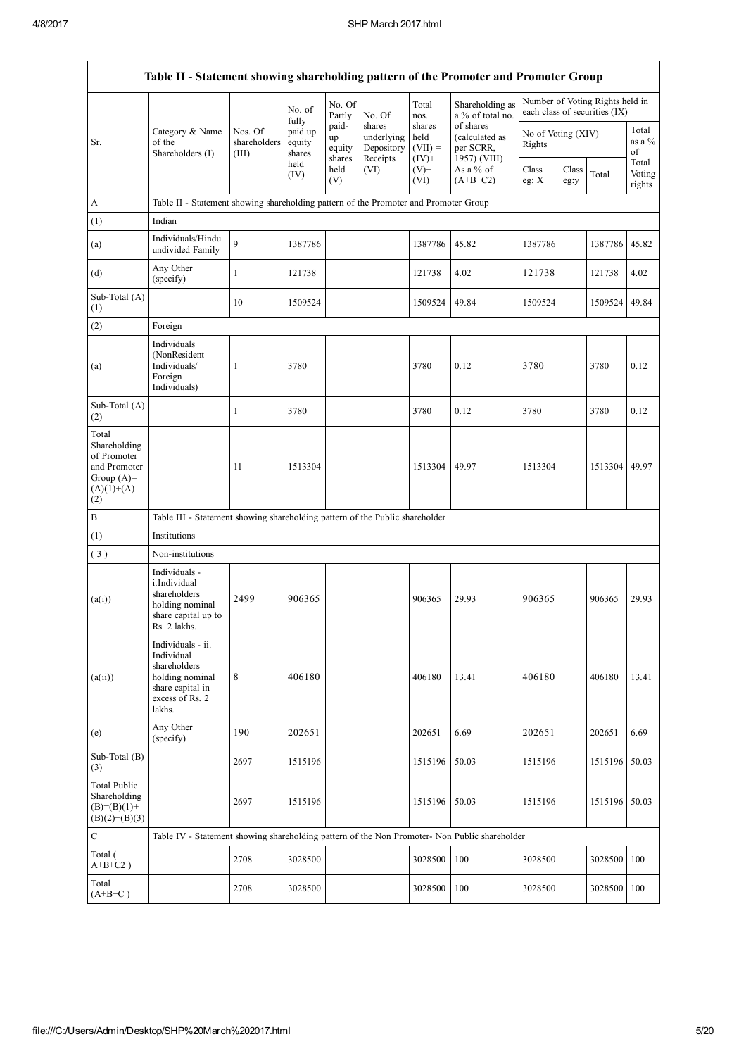| Table II - Statement showing shareholding pattern of the Promoter and Promoter Group | | | | | | | | | | | | |
|---|---|---|---|---|---|---|---|---|---|---|---|---|
| Sr. | Category & Name of the Shareholders (I) | Nos. Of shareholders (III) | No. of fully paid up equity shares held (IV) | No. Of Partly paid-up equity shares held (V) | No. Of shares underlying Depository Receipts (VI) | Total nos. shares held (VII) = (IV)+(V)+ (VI) | Shareholding as a % of total no. of shares (calculated as per SCRR, 1957) (VIII) As a % of (A+B+C2) | Number of Voting Rights held in each class of securities (IX) | | | |
| | | | | | | | | No of Voting (XIV) Rights | | | Total as a % of Total Voting rights |
| | | | | | | | | Class eg: X | Class eg:y | Total | |
| A | Table II - Statement showing shareholding pattern of the Promoter and Promoter Group | | | | | | | | | | |
| (1) | Indian | | | | | | | | | | |
| (a) | Individuals/Hindu undivided Family | 9 | 1387786 | | | 1387786 | 45.82 | 1387786 | | 1387786 | 45.82 |
| (d) | Any Other (specify) | 1 | 121738 | | | 121738 | 4.02 | 121738 | | 121738 | 4.02 |
| Sub-Total (A) (1) | | 10 | 1509524 | | | 1509524 | 49.84 | 1509524 | | 1509524 | 49.84 |
| (2) | Foreign | | | | | | | | | | |
| (a) | Individuals (NonResident Individuals/ Foreign Individuals) | 1 | 3780 | | | 3780 | 0.12 | 3780 | | 3780 | 0.12 |
| Sub-Total (A) (2) | | 1 | 3780 | | | 3780 | 0.12 | 3780 | | 3780 | 0.12 |
| Total Shareholding of Promoter and Promoter Group (A)= (A)(1)+(A)(2) | | 11 | 1513304 | | | 1513304 | 49.97 | 1513304 | | 1513304 | 49.97 |
| B | Table III - Statement showing shareholding pattern of the Public shareholder | | | | | | | | | | |
| (1) | Institutions | | | | | | | | | | |
| (3) | Non-institutions | | | | | | | | | | |
| (a(i)) | Individuals - i.Individual shareholders holding nominal share capital up to Rs. 2 lakhs. | 2499 | 906365 | | | 906365 | 29.93 | 906365 | | 906365 | 29.93 |
| (a(ii)) | Individuals - ii. Individual shareholders holding nominal share capital in excess of Rs. 2 lakhs. | 8 | 406180 | | | 406180 | 13.41 | 406180 | | 406180 | 13.41 |
| (e) | Any Other (specify) | 190 | 202651 | | | 202651 | 6.69 | 202651 | | 202651 | 6.69 |
| Sub-Total (B) (3) | | 2697 | 1515196 | | | 1515196 | 50.03 | 1515196 | | 1515196 | 50.03 |
| Total Public Shareholding (B)=(B)(1)+(B)(2)+(B)(3) | | 2697 | 1515196 | | | 1515196 | 50.03 | 1515196 | | 1515196 | 50.03 |
| C | Table IV - Statement showing shareholding pattern of the Non Promoter- Non Public shareholder | | | | | | | | | | |
| Total ( A+B+C2 ) | | 2708 | 3028500 | | | 3028500 | 100 | 3028500 | | 3028500 | 100 |
| Total (A+B+C ) | | 2708 | 3028500 | | | 3028500 | 100 | 3028500 | | 3028500 | 100 |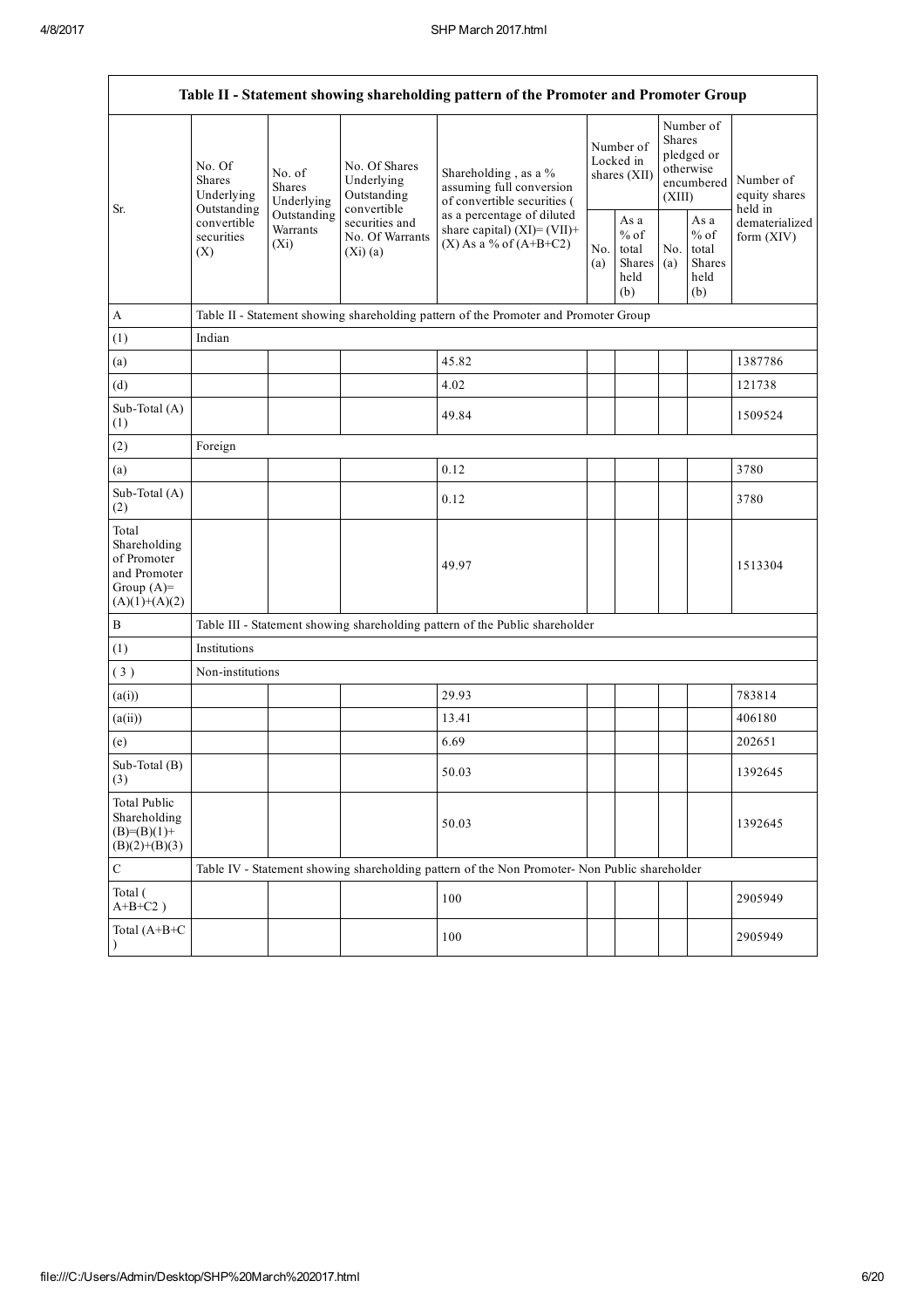| Table II - Statement showing shareholding pattern of the Promoter and Promoter Group | | | | | | | | | |
|---|---|---|---|---|---|---|---|---|---|
| Sr. | No. Of Shares Underlying Outstanding convertible securities (X) | No. of Shares Underlying Outstanding Warrants (Xi) | No. Of Shares Underlying Outstanding convertible securities and No. Of Warrants (Xi) (a) | Shareholding , as a % assuming full conversion of convertible securities ( as a percentage of diluted share capital) (XI)= (VII)+(X) As a % of (A+B+C2) | Number of Locked in shares (XII) | | Number of Shares pledged or otherwise encumbered (XIII) | | Number of equity shares held in dematerialized form (XIV) |
| | | | | | No. (a) | As a % of total Shares held (b) | No. (a) | As a % of total Shares held (b) | |
| A | Table II - Statement showing shareholding pattern of the Promoter and Promoter Group | | | | | | | | |
| (1) | Indian | | | | | | | | |
| (a) | | | | 45.82 | | | | | 1387786 |
| (d) | | | | 4.02 | | | | | 121738 |
| Sub-Total (A) (1) | | | | 49.84 | | | | | 1509524 |
| (2) | Foreign | | | | | | | | |
| (a) | | | | 0.12 | | | | | 3780 |
| Sub-Total (A) (2) | | | | 0.12 | | | | | 3780 |
| Total Shareholding of Promoter and Promoter Group (A)= (A)(1)+(A)(2) | | | | 49.97 | | | | | 1513304 |
| B | Table III - Statement showing shareholding pattern of the Public shareholder | | | | | | | | |
| (1) | Institutions | | | | | | | | |
| (3) | Non-institutions | | | | | | | | |
| (a(i)) | | | | 29.93 | | | | | 783814 |
| (a(ii)) | | | | 13.41 | | | | | 406180 |
| (e) | | | | 6.69 | | | | | 202651 |
| Sub-Total (B) (3) | | | | 50.03 | | | | | 1392645 |
| Total Public Shareholding (B)=(B)(1)+(B)(2)+(B)(3) | | | | 50.03 | | | | | 1392645 |
| C | Table IV - Statement showing shareholding pattern of the Non Promoter- Non Public shareholder | | | | | | | | |
| Total ( A+B+C2 ) | | | | 100 | | | | | 2905949 |
| Total (A+B+C ) | | | | 100 | | | | | 2905949 |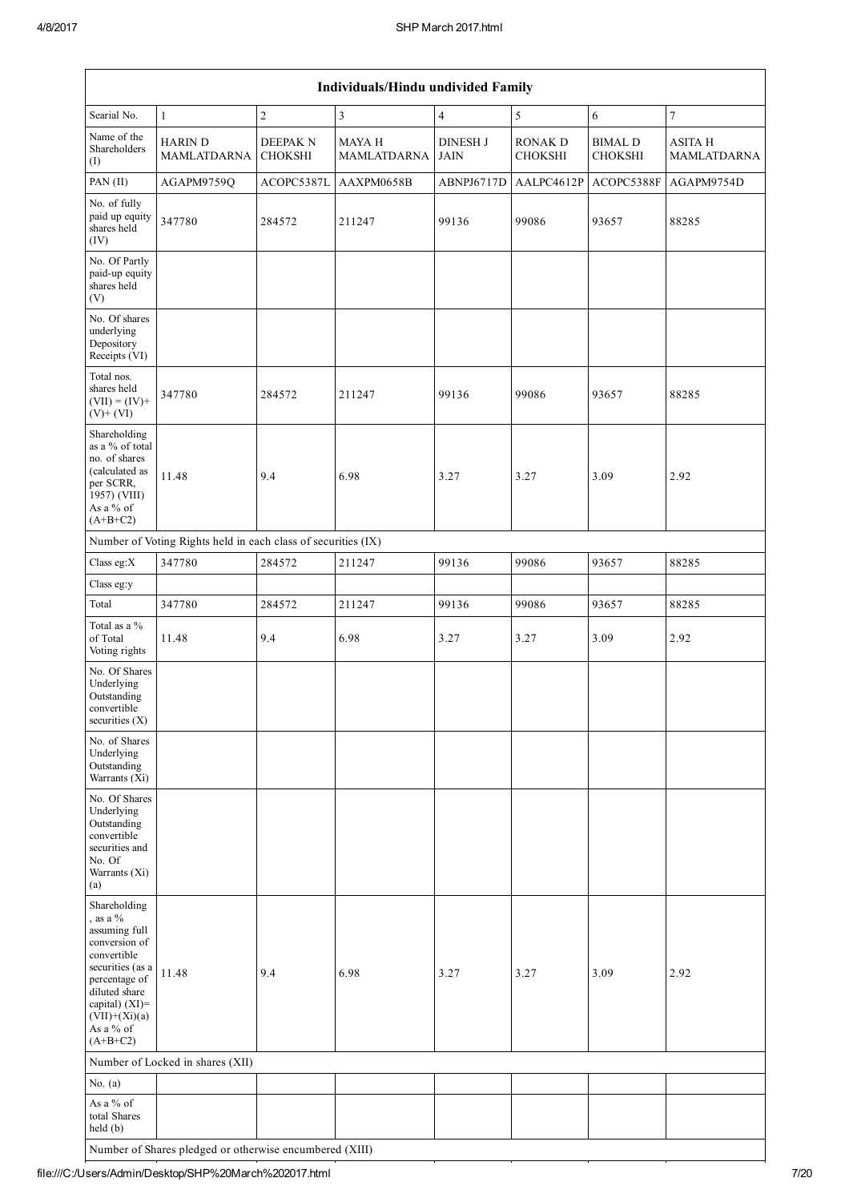| Individuals/Hindu undivided Family | | | | | | | |
|---|---|---|---|---|---|---|---|
| Searial No. | 1 | 2 | 3 | 4 | 5 | 6 | 7 |
| Name of the Shareholders (I) | HARIN D MAMLATDARNA | DEEPAK N CHOKSHI | MAYA H MAMLATDARNA | DINESH J JAIN | RONAK D CHOKSHI | BIMAL D CHOKSHI | ASITA H MAMLATDARNA |
| PAN (II) | AGAPM9759Q | ACOPC5387L | AAXPM0658B | ABNPJ6717D | AALPC4612P | ACOPC5388F | AGAPM9754D |
| No. of fully paid up equity shares held (IV) | 347780 | 284572 | 211247 | 99136 | 99086 | 93657 | 88285 |
| No. Of Partly paid-up equity shares held (V) | | | | | | | |
| No. Of shares underlying Depository Receipts (VI) | | | | | | | |
| Total nos. shares held (VII) = (IV)+ (V)+ (VI) | 347780 | 284572 | 211247 | 99136 | 99086 | 93657 | 88285 |
| Shareholding as a % of total no. of shares (calculated as per SCRR, 1957) (VIII) As a % of (A+B+C2) | 11.48 | 9.4 | 6.98 | 3.27 | 3.27 | 3.09 | 2.92 |
| Number of Voting Rights held in each class of securities (IX) | | | | | | | |
| Class eg:X | 347780 | 284572 | 211247 | 99136 | 99086 | 93657 | 88285 |
| Class eg:y | | | | | | | |
| Total | 347780 | 284572 | 211247 | 99136 | 99086 | 93657 | 88285 |
| Total as a % of Total Voting rights | 11.48 | 9.4 | 6.98 | 3.27 | 3.27 | 3.09 | 2.92 |
| No. Of Shares Underlying Outstanding convertible securities (X) | | | | | | | |
| No. of Shares Underlying Outstanding Warrants (Xi) | | | | | | | |
| No. Of Shares Underlying Outstanding convertible securities and No. Of Warrants (Xi) (a) | | | | | | | |
| Shareholding , as a % assuming full conversion of convertible securities (as a percentage of diluted share capital) (XI)= (VII)+(Xi)(a) As a % of (A+B+C2) | 11.48 | 9.4 | 6.98 | 3.27 | 3.27 | 3.09 | 2.92 |
| Number of Locked in shares (XII) | | | | | | | |
| No. (a) | | | | | | | |
| As a % of total Shares held (b) | | | | | | | |
| Number of Shares pledged or otherwise encumbered (XIII) | | | | | | | |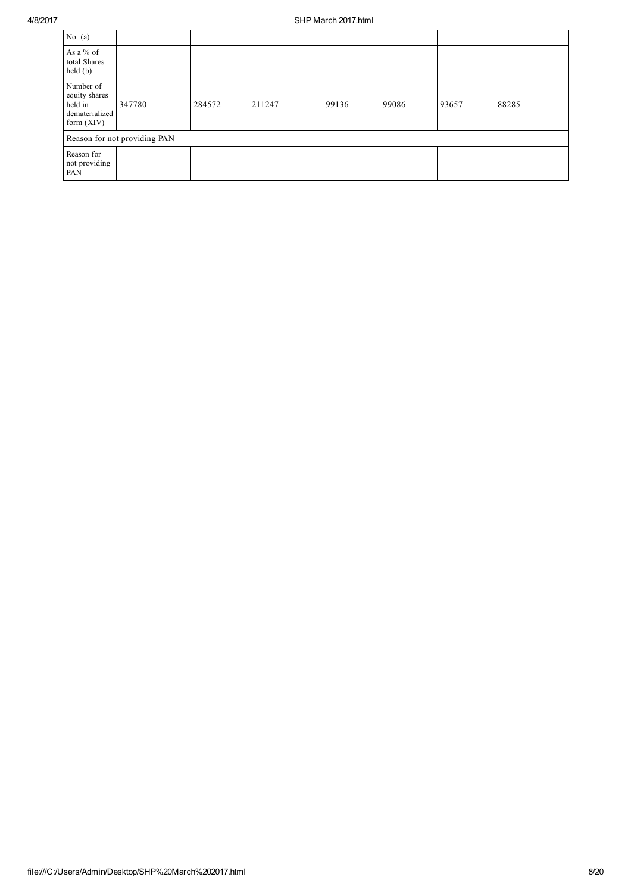| No. (a) | | | | | | | |
|---|---|---|---|---|---|---|---|
| As a % of total Shares held (b) | | | | | | | |
| Number of equity shares held in dematerialized form (XIV) | 347780 | 284572 | 211247 | 99136 | 99086 | 93657 | 88285 |
| Reason for not providing PAN | | | | | | | |
| Reason for not providing PAN | | | | | | | |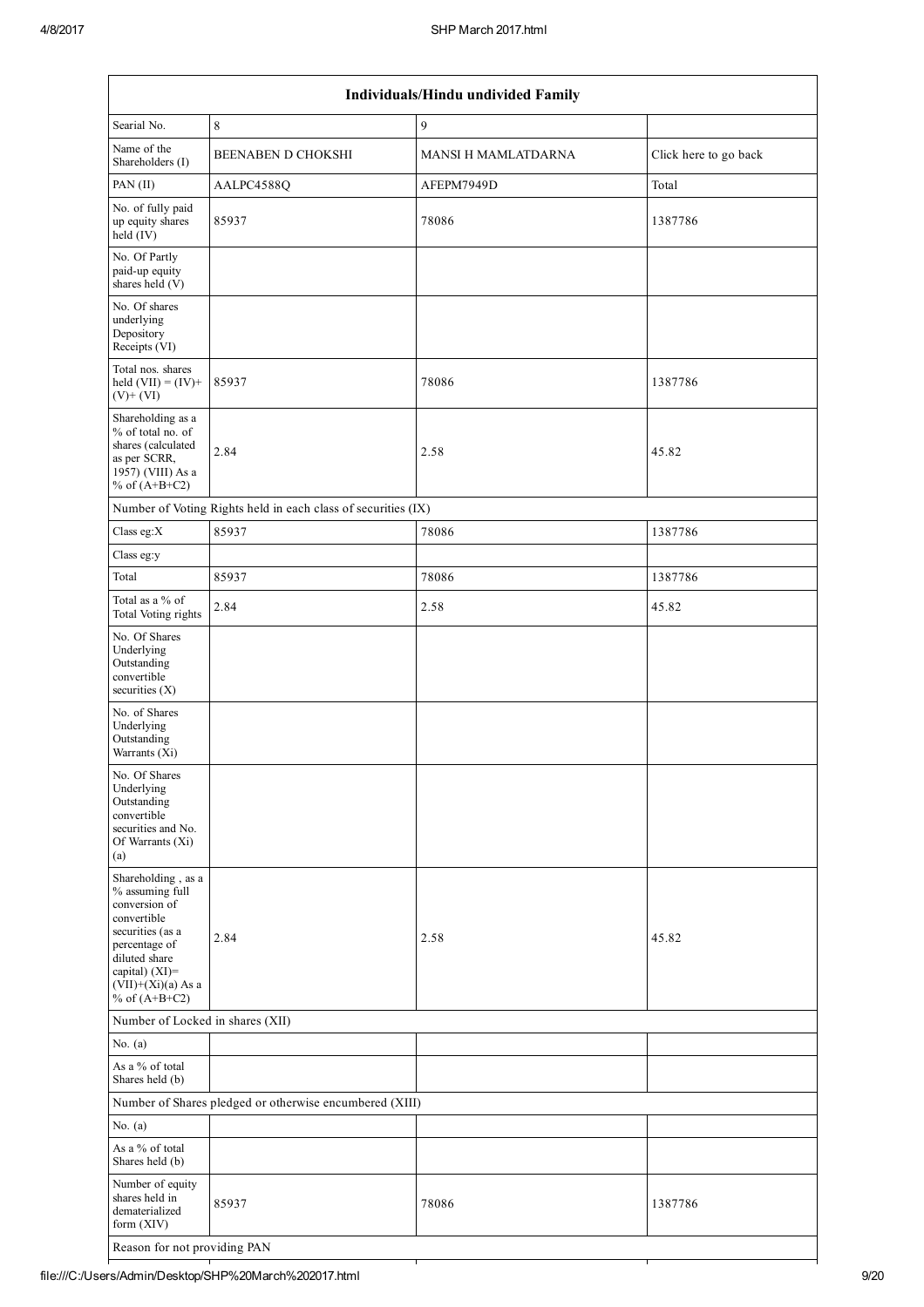| Individuals/Hindu undivided Family | | | |
|---|---|---|---|
| Searial No. | 8 | 9 | |
| Name of the Shareholders (I) | BEENABEN D CHOKSHI | MANSI H MAMLATDARNA | Click here to go back |
| PAN (II) | AALPC4588Q | AFEPM7949D | Total |
| No. of fully paid up equity shares held (IV) | 85937 | 78086 | 1387786 |
| No. Of Partly paid-up equity shares held (V) | | | |
| No. Of shares underlying Depository Receipts (VI) | | | |
| Total nos. shares held (VII) = (IV)+ (V)+ (VI) | 85937 | 78086 | 1387786 |
| Shareholding as a % of total no. of shares (calculated as per SCRR, 1957) (VIII) As a % of (A+B+C2) | 2.84 | 2.58 | 45.82 |
| Number of Voting Rights held in each class of securities (IX) | | | |
| Class eg:X | 85937 | 78086 | 1387786 |
| Class eg:y | | | |
| Total | 85937 | 78086 | 1387786 |
| Total as a % of Total Voting rights | 2.84 | 2.58 | 45.82 |
| No. Of Shares Underlying Outstanding convertible securities (X) | | | |
| No. of Shares Underlying Outstanding Warrants (Xi) | | | |
| No. Of Shares Underlying Outstanding convertible securities and No. Of Warrants (Xi) (a) | | | |
| Shareholding , as a % assuming full conversion of convertible securities (as a percentage of diluted share capital) (XI)= (VII)+(Xi)(a) As a % of (A+B+C2) | 2.84 | 2.58 | 45.82 |
| Number of Locked in shares (XII) | | | |
| No. (a) | | | |
| As a % of total Shares held (b) | | | |
| Number of Shares pledged or otherwise encumbered (XIII) | | | |
| No. (a) | | | |
| As a % of total Shares held (b) | | | |
| Number of equity shares held in dematerialized form (XIV) | 85937 | 78086 | 1387786 |
| Reason for not providing PAN | | | |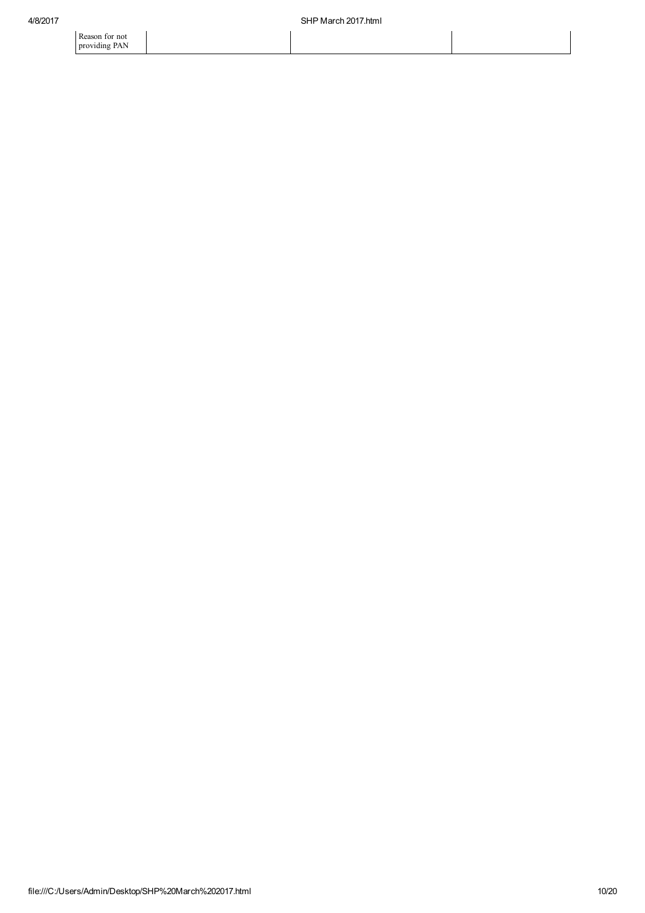| | | | |
|---|---|---|---|
| Reason for not providing PAN | | | |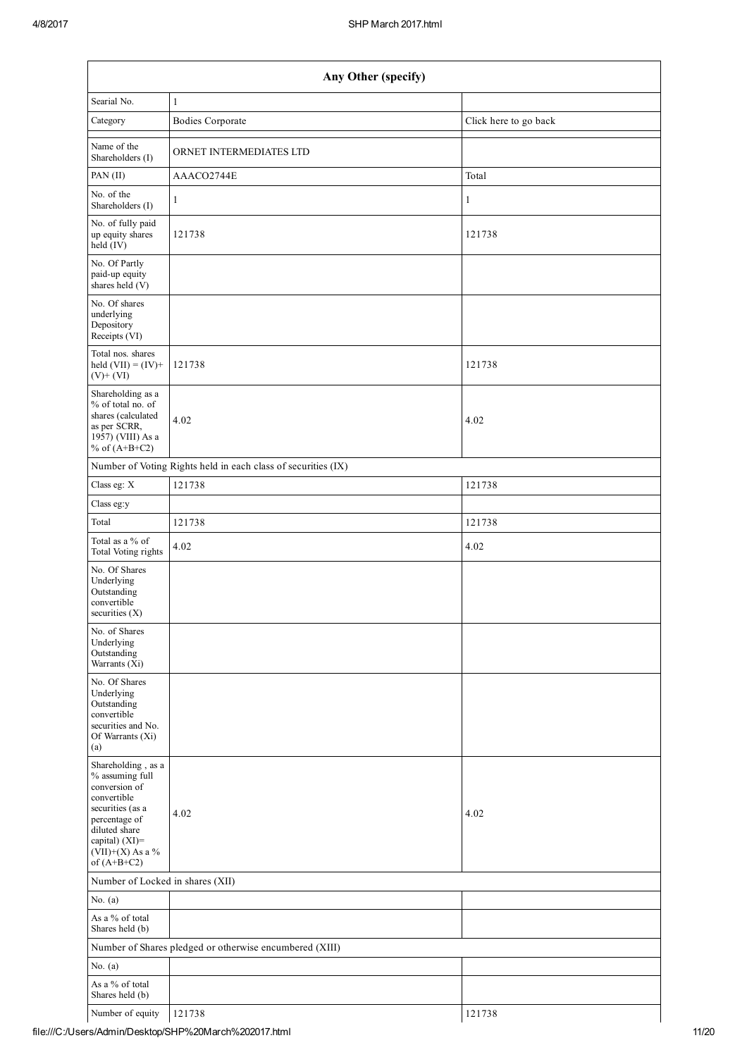| Any Other (specify) | | |
|---|---|---|
| Searial No. | 1 | |
| Category | Bodies Corporate | Click here to go back |
| Name of the Shareholders (I) | ORNET INTERMEDIATES LTD | |
| PAN (II) | AAACO2744E | Total |
| No. of the Shareholders (I) | 1 | 1 |
| No. of fully paid up equity shares held (IV) | 121738 | 121738 |
| No. Of Partly paid-up equity shares held (V) | | |
| No. Of shares underlying Depository Receipts (VI) | | |
| Total nos. shares held (VII) = (IV)+ (V)+ (VI) | 121738 | 121738 |
| Shareholding as a % of total no. of shares (calculated as per SCRR, 1957) (VIII) As a % of (A+B+C2) | 4.02 | 4.02 |
| Number of Voting Rights held in each class of securities (IX) | | |
| Class eg: X | 121738 | 121738 |
| Class eg:y | | |
| Total | 121738 | 121738 |
| Total as a % of Total Voting rights | 4.02 | 4.02 |
| No. Of Shares Underlying Outstanding convertible securities (X) | | |
| No. of Shares Underlying Outstanding Warrants (Xi) | | |
| No. Of Shares Underlying Outstanding convertible securities and No. Of Warrants (Xi) (a) | | |
| Shareholding , as a % assuming full conversion of convertible securities (as a percentage of diluted share capital) (XI)= (VII)+(X) As a % of (A+B+C2) | 4.02 | 4.02 |
| Number of Locked in shares (XII) | | |
| No. (a) | | |
| As a % of total Shares held (b) | | |
| Number of Shares pledged or otherwise encumbered (XIII) | | |
| No. (a) | | |
| As a % of total Shares held (b) | | |
| Number of equity | 121738 | 121738 |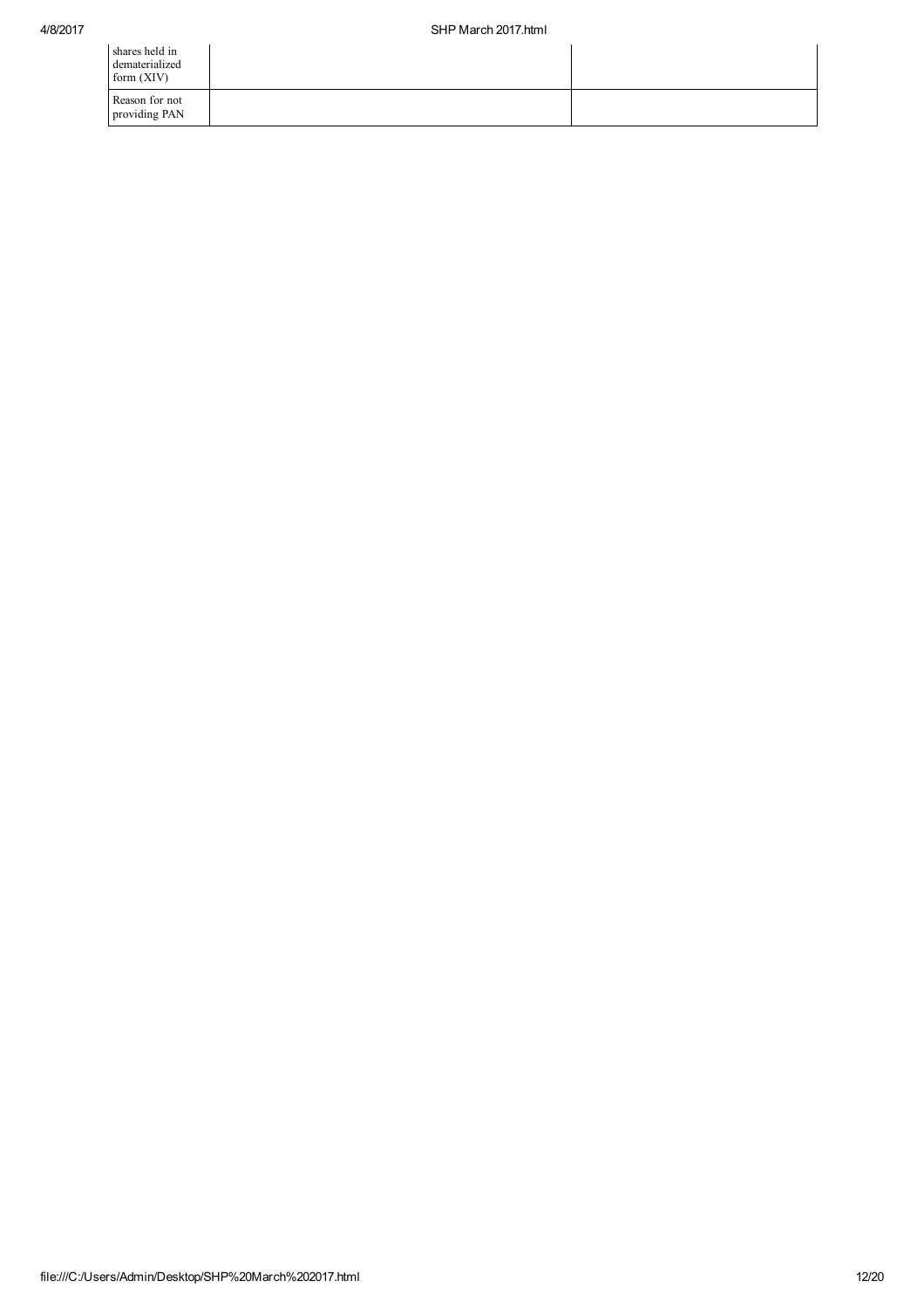| | | |
|---|---|---|
| shares held in dematerialized form (XIV) | | |
| Reason for not providing PAN | | |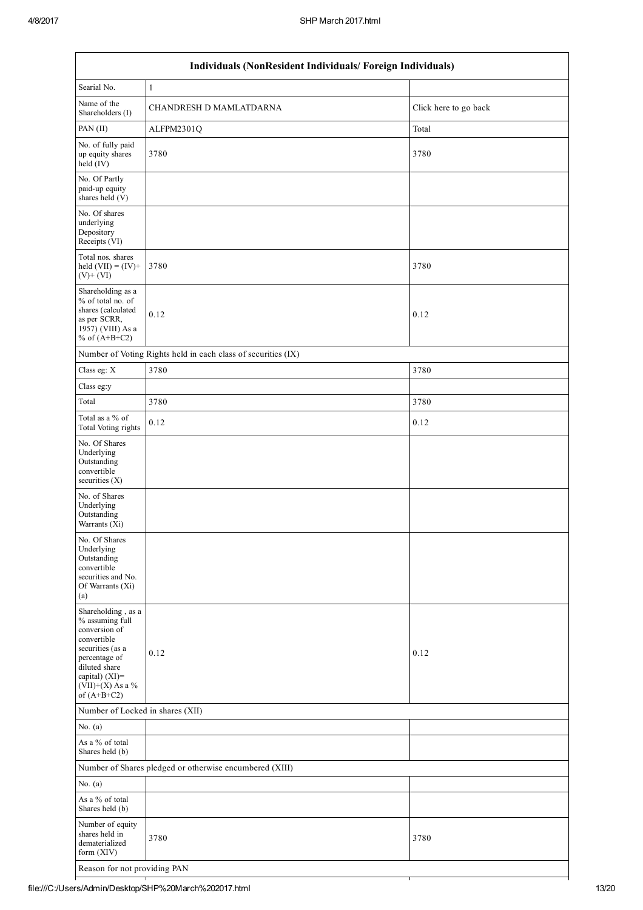| Individuals (NonResident Individuals/ Foreign Individuals) | | |
|---|---|---|
| Searial No. | 1 | |
| Name of the Shareholders (I) | CHANDRESH D MAMLATDARNA | Click here to go back |
| PAN (II) | ALFPM2301Q | Total |
| No. of fully paid up equity shares held (IV) | 3780 | 3780 |
| No. Of Partly paid-up equity shares held (V) | | |
| No. Of shares underlying Depository Receipts (VI) | | |
| Total nos. shares held (VII) = (IV)+ (V)+ (VI) | 3780 | 3780 |
| Shareholding as a % of total no. of shares (calculated as per SCRR, 1957) (VIII) As a % of (A+B+C2) | 0.12 | 0.12 |
| Number of Voting Rights held in each class of securities (IX) | | |
| Class eg: X | 3780 | 3780 |
| Class eg:y | | |
| Total | 3780 | 3780 |
| Total as a % of Total Voting rights | 0.12 | 0.12 |
| No. Of Shares Underlying Outstanding convertible securities (X) | | |
| No. of Shares Underlying Outstanding Warrants (Xi) | | |
| No. Of Shares Underlying Outstanding convertible securities and No. Of Warrants (Xi) (a) | | |
| Shareholding , as a % assuming full conversion of convertible securities (as a percentage of diluted share capital) (XI)= (VII)+(X) As a % of (A+B+C2) | 0.12 | 0.12 |
| Number of Locked in shares (XII) | | |
| No. (a) | | |
| As a % of total Shares held (b) | | |
| Number of Shares pledged or otherwise encumbered (XIII) | | |
| No. (a) | | |
| As a % of total Shares held (b) | | |
| Number of equity shares held in dematerialized form (XIV) | 3780 | 3780 |
| Reason for not providing PAN | | |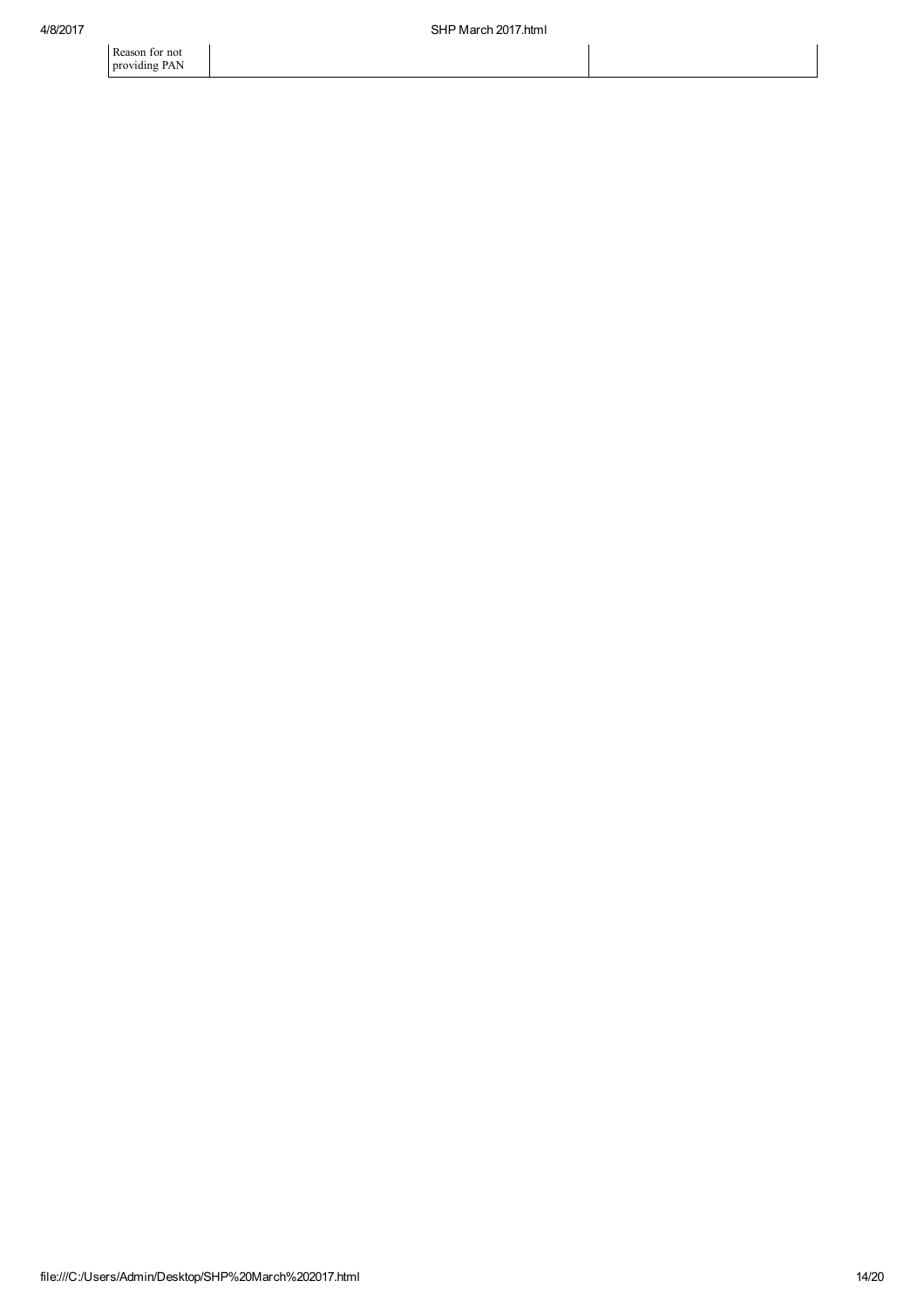| Reason for not providing PAN | | |
|---|---|---|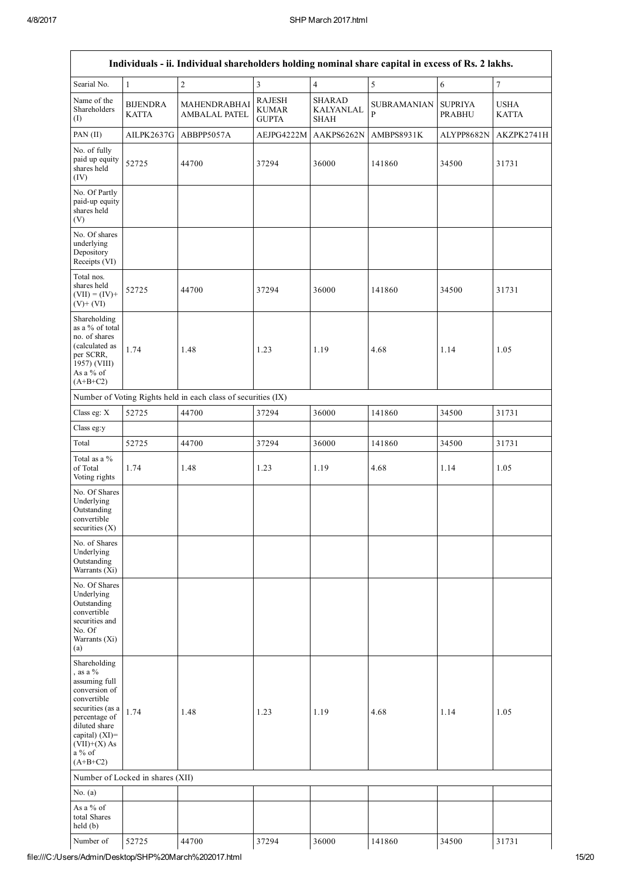| Individuals - ii. Individual shareholders holding nominal share capital in excess of Rs. 2 lakhs. | | | | | | | |
|---|---|---|---|---|---|---|---|
| Searial No. | 1 | 2 | 3 | 4 | 5 | 6 | 7 |
| Name of the Shareholders (I) | BIJENDRA KATTA | MAHENDRABHAI AMBALAL PATEL | RAJESH KUMAR GUPTA | SHARAD KALYANLAL SHAH | SUBRAMANIAN P | SUPRIYA PRABHU | USHA KATTA |
| PAN (II) | AILPK2637G | ABBPP5057A | AEJPG4222M | AAKPS6262N | AMBPS8931K | ALYPP8682N | AKZPK2741H |
| No. of fully paid up equity shares held (IV) | 52725 | 44700 | 37294 | 36000 | 141860 | 34500 | 31731 |
| No. Of Partly paid-up equity shares held (V) | | | | | | | |
| No. Of shares underlying Depository Receipts (VI) | | | | | | | |
| Total nos. shares held (VII) = (IV)+ (V)+ (VI) | 52725 | 44700 | 37294 | 36000 | 141860 | 34500 | 31731 |
| Shareholding as a % of total no. of shares (calculated as per SCRR, 1957) (VIII) As a % of (A+B+C2) | 1.74 | 1.48 | 1.23 | 1.19 | 4.68 | 1.14 | 1.05 |
| Number of Voting Rights held in each class of securities (IX) | | | | | | | |
| Class eg: X | 52725 | 44700 | 37294 | 36000 | 141860 | 34500 | 31731 |
| Class eg:y | | | | | | | |
| Total | 52725 | 44700 | 37294 | 36000 | 141860 | 34500 | 31731 |
| Total as a % of Total Voting rights | 1.74 | 1.48 | 1.23 | 1.19 | 4.68 | 1.14 | 1.05 |
| No. Of Shares Underlying Outstanding convertible securities (X) | | | | | | | |
| No. of Shares Underlying Outstanding Warrants (Xi) | | | | | | | |
| No. Of Shares Underlying Outstanding convertible securities and No. Of Warrants (Xi) (a) | | | | | | | |
| Shareholding , as a % assuming full conversion of convertible securities (as a percentage of diluted share capital) (XI)= (VII)+(X) As a % of (A+B+C2) | 1.74 | 1.48 | 1.23 | 1.19 | 4.68 | 1.14 | 1.05 |
| Number of Locked in shares (XII) | | | | | | | |
| No. (a) | | | | | | | |
| As a % of total Shares held (b) | | | | | | | |
| Number of | 52725 | 44700 | 37294 | 36000 | 141860 | 34500 | 31731 |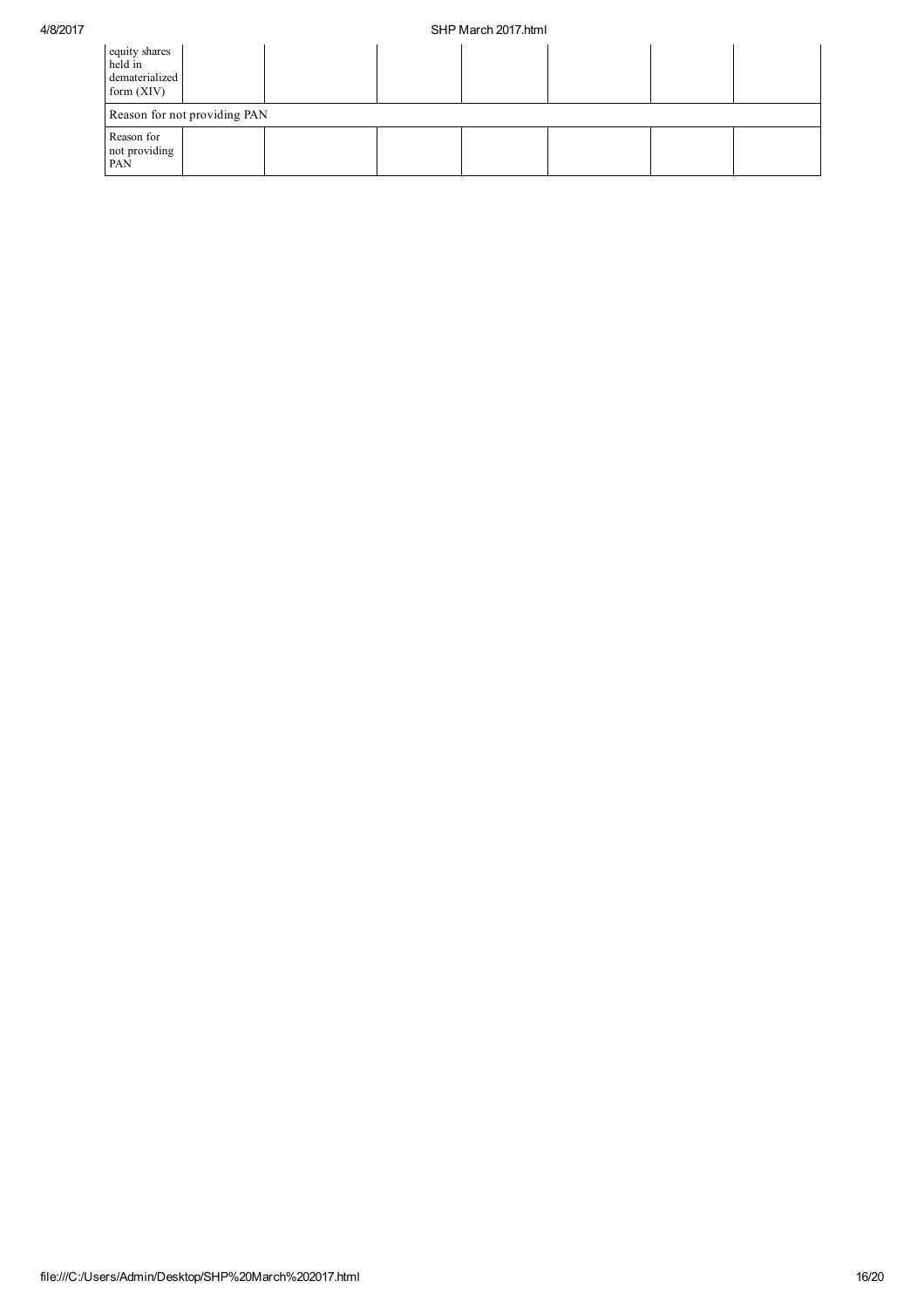| | | | | | | |
|---|---|---|---|---|---|---|
| equity shares held in dematerialized form (XIV) | | | | | | |
| Reason for not providing PAN | | | | | | |
| Reason for not providing PAN | | | | | | |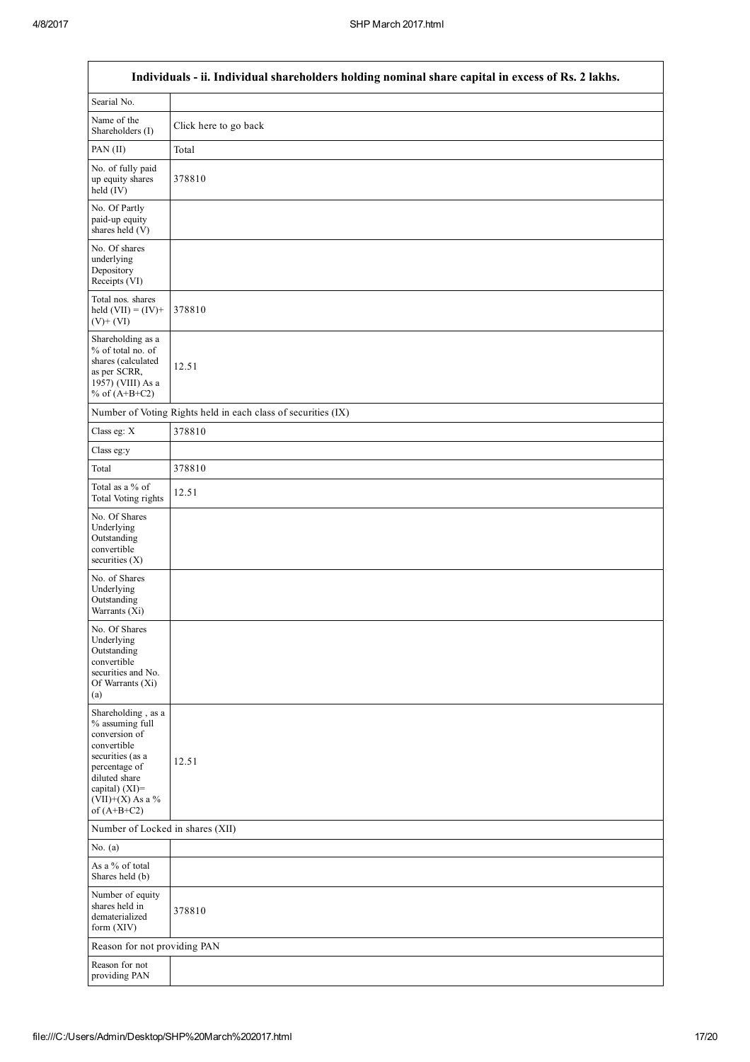| Individuals - ii. Individual shareholders holding nominal share capital in excess of Rs. 2 lakhs. | |
|---|---|
| Searial No. | |
| Name of the Shareholders (I) | Click here to go back |
| PAN (II) | Total |
| No. of fully paid up equity shares held (IV) | 378810 |
| No. Of Partly paid-up equity shares held (V) | |
| No. Of shares underlying Depository Receipts (VI) | |
| Total nos. shares held (VII) = (IV)+ (V)+ (VI) | 378810 |
| Shareholding as a % of total no. of shares (calculated as per SCRR, 1957) (VIII) As a % of (A+B+C2) | 12.51 |
| Number of Voting Rights held in each class of securities (IX) | |
| Class eg: X | 378810 |
| Class eg:y | |
| Total | 378810 |
| Total as a % of Total Voting rights | 12.51 |
| No. Of Shares Underlying Outstanding convertible securities (X) | |
| No. of Shares Underlying Outstanding Warrants (Xi) | |
| No. Of Shares Underlying Outstanding convertible securities and No. Of Warrants (Xi) (a) | |
| Shareholding , as a % assuming full conversion of convertible securities (as a percentage of diluted share capital) (XI)= (VII)+(X) As a % of (A+B+C2) | 12.51 |
| Number of Locked in shares (XII) | |
| No. (a) | |
| As a % of total Shares held (b) | |
| Number of equity shares held in dematerialized form (XIV) | 378810 |
| Reason for not providing PAN | |
| Reason for not providing PAN | |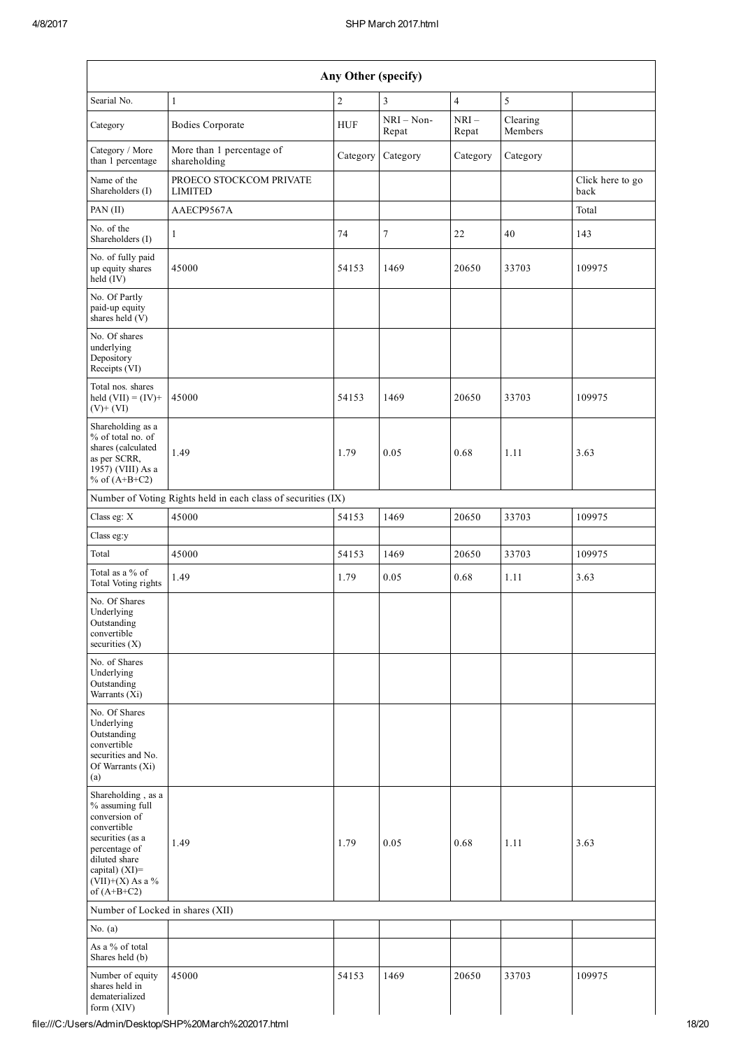| Any Other (specify) | | | | | | |
|---|---|---|---|---|---|---|
| Searial No. | 1 | 2 | 3 | 4 | 5 | |
| Category | Bodies Corporate | HUF | NRI – Non-Repat | NRI – Repat | Clearing Members | |
| Category / More than 1 percentage | More than 1 percentage of shareholding | Category | Category | Category | Category | |
| Name of the Shareholders (I) | PROECO STOCKCOM PRIVATE LIMITED | | | | | Click here to go back |
| PAN (II) | AAECP9567A | | | | | Total |
| No. of the Shareholders (I) | 1 | 74 | 7 | 22 | 40 | 143 |
| No. of fully paid up equity shares held (IV) | 45000 | 54153 | 1469 | 20650 | 33703 | 109975 |
| No. Of Partly paid-up equity shares held (V) | | | | | | |
| No. Of shares underlying Depository Receipts (VI) | | | | | | |
| Total nos. shares held (VII) = (IV)+ (V)+ (VI) | 45000 | 54153 | 1469 | 20650 | 33703 | 109975 |
| Shareholding as a % of total no. of shares (calculated as per SCRR, 1957) (VIII) As a % of (A+B+C2) | 1.49 | 1.79 | 0.05 | 0.68 | 1.11 | 3.63 |
| Number of Voting Rights held in each class of securities (IX) | | | | | | |
| Class eg: X | 45000 | 54153 | 1469 | 20650 | 33703 | 109975 |
| Class eg:y | | | | | | |
| Total | 45000 | 54153 | 1469 | 20650 | 33703 | 109975 |
| Total as a % of Total Voting rights | 1.49 | 1.79 | 0.05 | 0.68 | 1.11 | 3.63 |
| No. Of Shares Underlying Outstanding convertible securities (X) | | | | | | |
| No. of Shares Underlying Outstanding Warrants (Xi) | | | | | | |
| No. Of Shares Underlying Outstanding convertible securities and No. Of Warrants (Xi) (a) | | | | | | |
| Shareholding , as a % assuming full conversion of convertible securities (as a percentage of diluted share capital) (XI)= (VII)+(X) As a % of (A+B+C2) | 1.49 | 1.79 | 0.05 | 0.68 | 1.11 | 3.63 |
| Number of Locked in shares (XII) | | | | | | |
| No. (a) | | | | | | |
| As a % of total Shares held (b) | | | | | | |
| Number of equity shares held in dematerialized form (XIV) | 45000 | 54153 | 1469 | 20650 | 33703 | 109975 |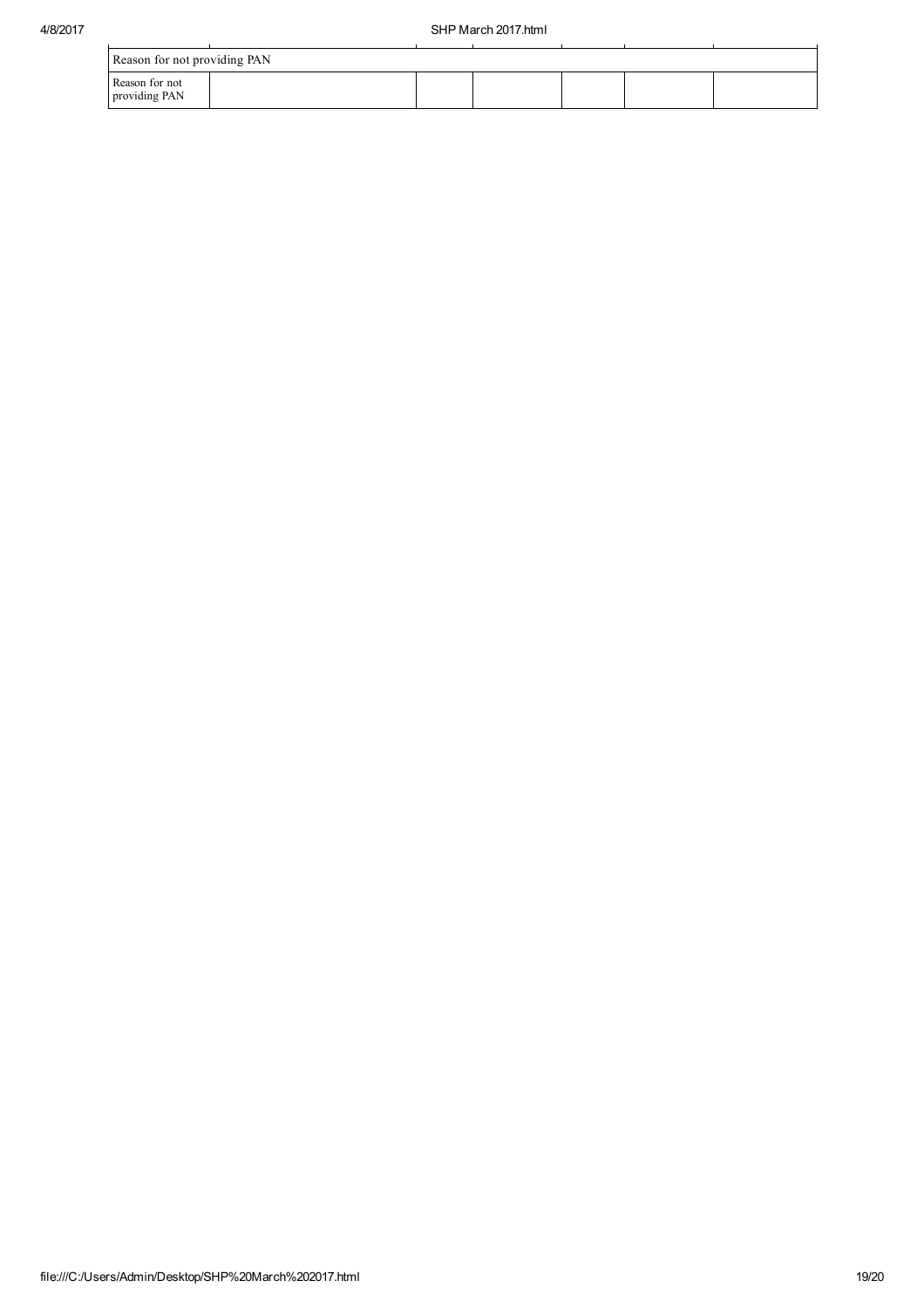| Reason for not providing PAN | | | | | | |
|---|---|---|---|---|---|---|
| Reason for not providing PAN | | | | | | |